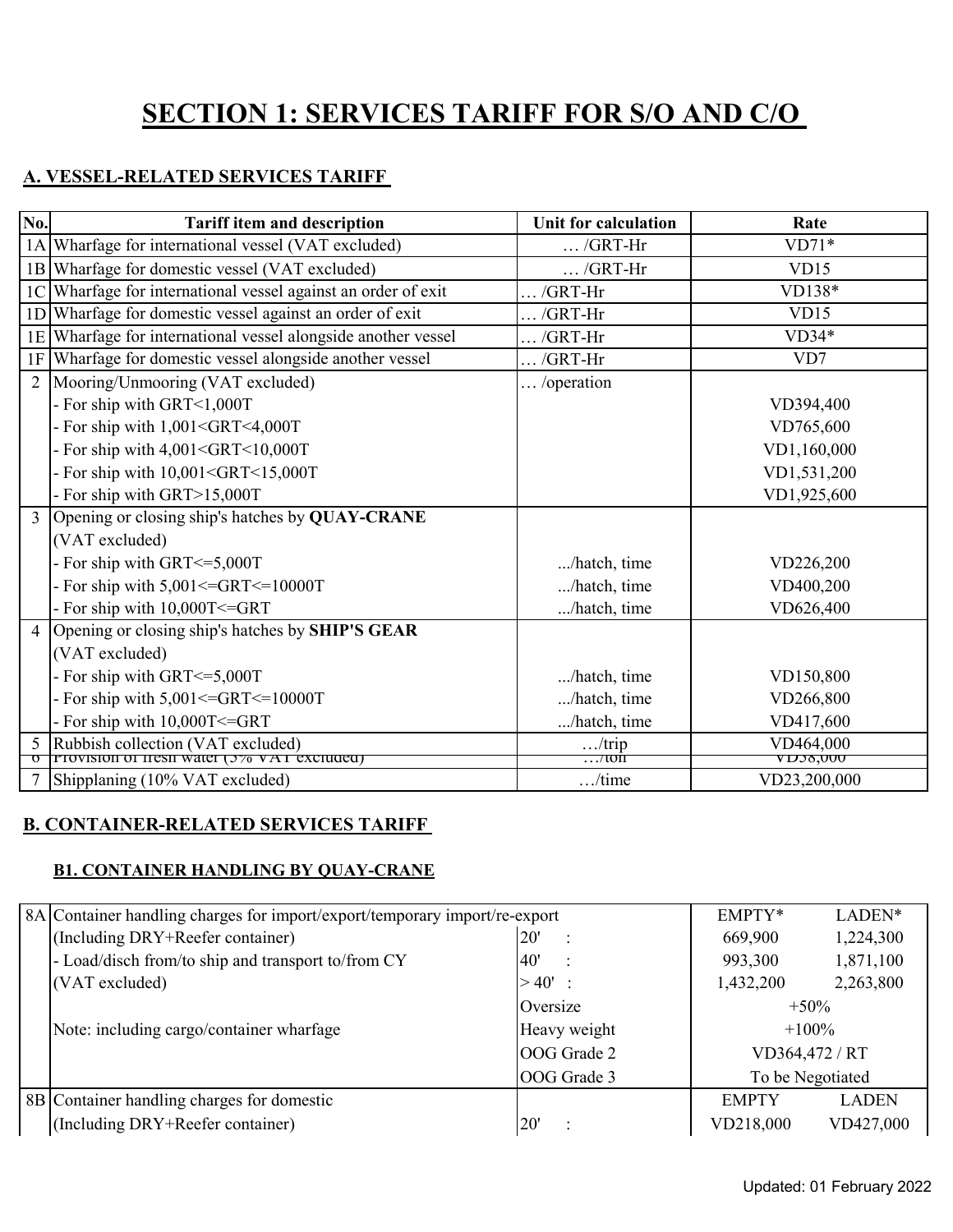# SECTION 1: SERVICES TARIFF FOR S/O AND C/O

## A. VESSEL-RELATED SERVICES TARIFF

| No. | Tariff item and description | Unit for calculation | Rate |
|---|---|---|---|
| 1A | Wharfage for international vessel (VAT excluded) | … /GRT-Hr | VD71* |
| 1B | Wharfage for domestic vessel (VAT excluded) | … /GRT-Hr | VD15 |
| 1C | Wharfage for international vessel against an order of exit | … /GRT-Hr | VD138* |
| 1D | Wharfage for domestic vessel against an order of exit | … /GRT-Hr | VD15 |
| 1E | Wharfage for international vessel alongside another vessel | … /GRT-Hr | VD34* |
| 1F | Wharfage for domestic vessel alongside another vessel | … /GRT-Hr | VD7 |
| 2 | Mooring/Unmooring (VAT excluded) | … /operation | |
| | - For ship with GRT<1,000T | | VD394,400 |
| | - For ship with 1,001<GRT<4,000T | | VD765,600 |
| | - For ship with 4,001<GRT<10,000T | | VD1,160,000 |
| | - For ship with 10,001<GRT<15,000T | | VD1,531,200 |
| | - For ship with GRT>15,000T | | VD1,925,600 |
| 3 | Opening or closing ship's hatches by **QUAY-CRANE** (VAT excluded) | | |
| | - For ship with GRT<=5,000T | .../hatch, time | VD226,200 |
| | - For ship with 5,001<=GRT<=10000T | .../hatch, time | VD400,200 |
| | - For ship with 10,000T<=GRT | .../hatch, time | VD626,400 |
| 4 | Opening or closing ship's hatches by **SHIP'S GEAR** (VAT excluded) | | |
| | - For ship with GRT<=5,000T | .../hatch, time | VD150,800 |
| | - For ship with 5,001<=GRT<=10000T | .../hatch, time | VD266,800 |
| | - For ship with 10,000T<=GRT | .../hatch, time | VD417,600 |
| 5 | Rubbish collection (VAT excluded) | …/trip | VD464,000 |
| 6 | Provision of fresh water (5% VAT excluded) | …/ton | VD58,000 |
| 7 | Shipplaning (10% VAT excluded) | …/time | VD23,200,000 |

## B. CONTAINER-RELATED SERVICES TARIFF

### B1. CONTAINER HANDLING BY QUAY-CRANE

| No. | Tariff item and description | | EMPTY* | LADEN* |
|---|---|---|---|---|
| 8A | Container handling charges for import/export/temporary import/re-export | | EMPTY* | LADEN* |
| | (Including DRY+Reefer container) | 20' : | 669,900 | 1,224,300 |
| | - Load/disch from/to ship and transport to/from CY | 40' : | 993,300 | 1,871,100 |
| | (VAT excluded) | > 40' : | 1,432,200 | 2,263,800 |
| | | Oversize | +50% | |
| | Note: including cargo/container wharfage | Heavy weight | +100% | |
| | | OOG Grade 2 | VD364,472 / RT | |
| | | OOG Grade 3 | To be Negotiated | |
| 8B | Container handling charges for domestic | | EMPTY | LADEN |
| | (Including DRY+Reefer container) | 20' : | VD218,000 | VD427,000 |

Updated: 01 February 2022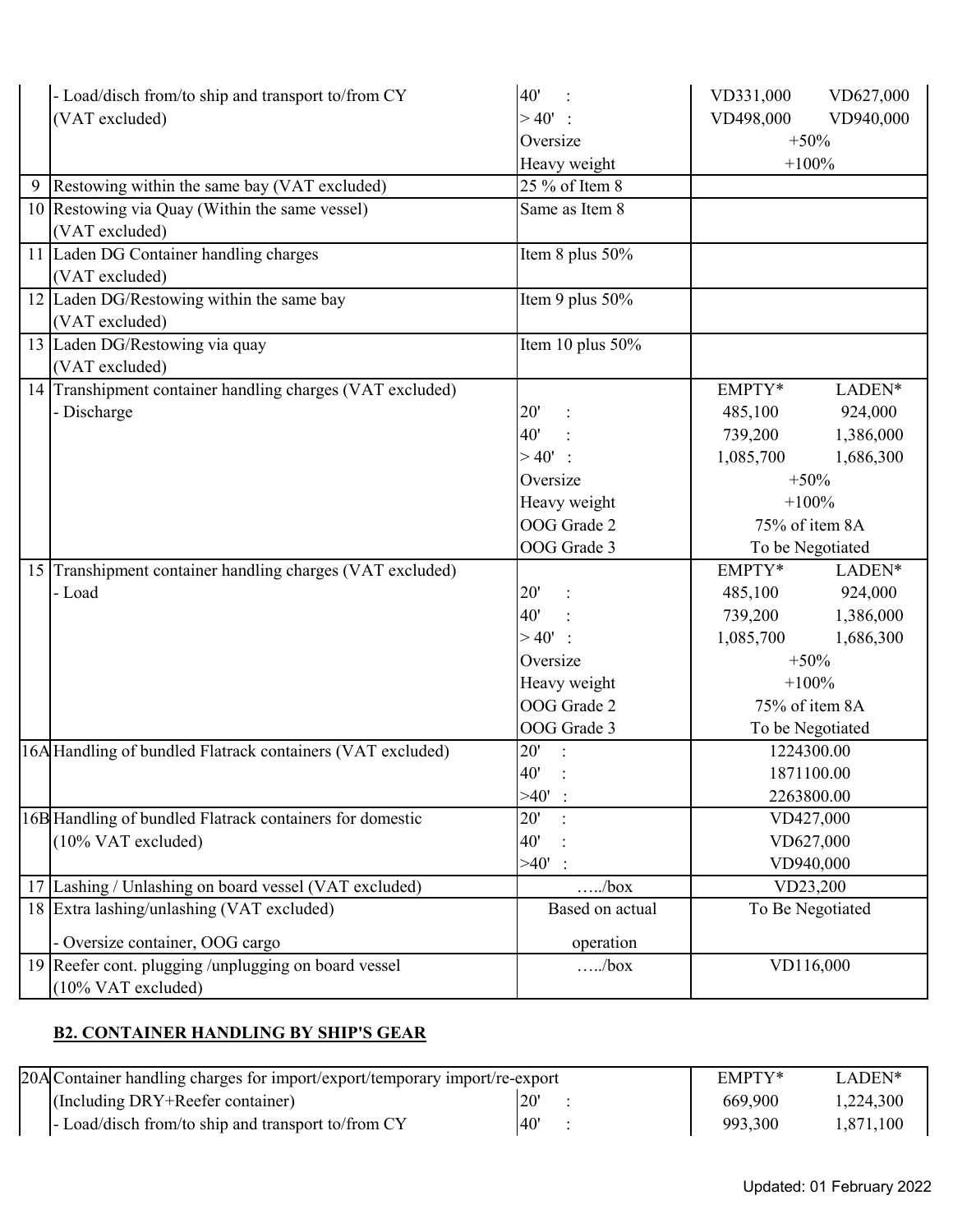| | | | | |
|---|---|---|---|---|
| | - Load/disch from/to ship and transport to/from CY (VAT excluded) | 40' : | VD331,000 | VD627,000 |
| | | > 40' : | VD498,000 | VD940,000 |
| | | Oversize | +50% | |
| | | Heavy weight | +100% | |
| 9 | Restowing within the same bay (VAT excluded) | 25 % of Item 8 | | |
| 10 | Restowing via Quay (Within the same vessel) (VAT excluded) | Same as Item 8 | | |
| 11 | Laden DG Container handling charges (VAT excluded) | Item 8 plus 50% | | |
| 12 | Laden DG/Restowing within the same bay (VAT excluded) | Item 9 plus 50% | | |
| 13 | Laden DG/Restowing via quay (VAT excluded) | Item 10 plus 50% | | |
| 14 | Transhipment container handling charges (VAT excluded) | | EMPTY* | LADEN* |
| | - Discharge | 20' : | 485,100 | 924,000 |
| | | 40' : | 739,200 | 1,386,000 |
| | | > 40' : | 1,085,700 | 1,686,300 |
| | | Oversize | +50% | |
| | | Heavy weight | +100% | |
| | | OOG Grade 2 | 75% of item 8A | |
| | | OOG Grade 3 | To be Negotiated | |
| 15 | Transhipment container handling charges (VAT excluded) | | EMPTY* | LADEN* |
| | - Load | 20' : | 485,100 | 924,000 |
| | | 40' : | 739,200 | 1,386,000 |
| | | > 40' : | 1,085,700 | 1,686,300 |
| | | Oversize | +50% | |
| | | Heavy weight | +100% | |
| | | OOG Grade 2 | 75% of item 8A | |
| | | OOG Grade 3 | To be Negotiated | |
| 16A | Handling of bundled Flatrack containers (VAT excluded) | 20' : | 1224300.00 | |
| | | 40' : | 1871100.00 | |
| | | >40' : | 2263800.00 | |
| 16B | Handling of bundled Flatrack containers for domestic (10% VAT excluded) | 20' : | VD427,000 | |
| | | 40' : | VD627,000 | |
| | | >40' : | VD940,000 | |
| 17 | Lashing / Unlashing on board vessel (VAT excluded) | …../box | VD23,200 | |
| 18 | Extra lashing/unlashing (VAT excluded)<br>- Oversize container, OOG cargo | Based on actual operation | To Be Negotiated | |
| 19 | Reefer cont. plugging /unplugging on board vessel (10% VAT excluded) | …../box | VD116,000 | |

## B2. CONTAINER HANDLING BY SHIP'S GEAR

| | | | | |
|---|---|---|---|---|
| 20A | Container handling charges for import/export/temporary import/re-export | | EMPTY* | LADEN* |
| | (Including DRY+Reefer container) | 20' : | 669,900 | 1,224,300 |
| | - Load/disch from/to ship and transport to/from CY | 40' : | 993,300 | 1,871,100 |

Updated: 01 February 2022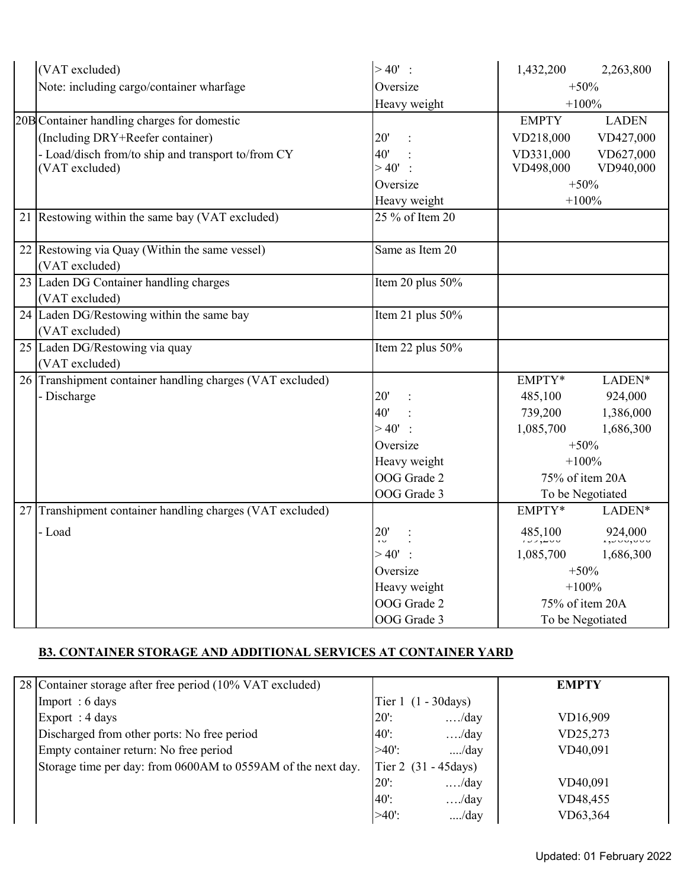| | | | | |
|---|---|---|---|---|
| | (VAT excluded) | > 40' : | 1,432,200 | 2,263,800 |
| | Note: including cargo/container wharfage | Oversize | +50% | |
| | | Heavy weight | +100% | |
| 20B | Container handling charges for domestic | | EMPTY | LADEN |
| | (Including DRY+Reefer container) | 20' : | VD218,000 | VD427,000 |
| | - Load/disch from/to ship and transport to/from CY | 40' : | VD331,000 | VD627,000 |
| | (VAT excluded) | > 40' : | VD498,000 | VD940,000 |
| | | Oversize | +50% | |
| | | Heavy weight | +100% | |
| 21 | Restowing within the same bay (VAT excluded) | 25 % of Item 20 | | |
| 22 | Restowing via Quay (Within the same vessel) (VAT excluded) | Same as Item 20 | | |
| 23 | Laden DG Container handling charges (VAT excluded) | Item 20 plus 50% | | |
| 24 | Laden DG/Restowing within the same bay (VAT excluded) | Item 21 plus 50% | | |
| 25 | Laden DG/Restowing via quay (VAT excluded) | Item 22 plus 50% | | |
| 26 | Transhipment container handling charges (VAT excluded) | | EMPTY* | LADEN* |
| | - Discharge | 20' : | 485,100 | 924,000 |
| | | 40' : | 739,200 | 1,386,000 |
| | | > 40' : | 1,085,700 | 1,686,300 |
| | | Oversize | +50% | |
| | | Heavy weight | +100% | |
| | | OOG Grade 2 | 75% of item 20A | |
| | | OOG Grade 3 | To be Negotiated | |
| 27 | Transhipment container handling charges (VAT excluded) | | EMPTY* | LADEN* |
| | - Load | 20' : | 485,100 | 924,000 |
| | | 40' : | 739,200 | 1,386,000 |
| | | > 40' : | 1,085,700 | 1,686,300 |
| | | Oversize | +50% | |
| | | Heavy weight | +100% | |
| | | OOG Grade 2 | 75% of item 20A | |
| | | OOG Grade 3 | To be Negotiated | |

## B3. CONTAINER STORAGE AND ADDITIONAL SERVICES AT CONTAINER YARD

| | | | |
|---|---|---|---|
| 28 | Container storage after free period (10% VAT excluded) | | **EMPTY** |
| | Import : 6 days | Tier 1 (1 - 30days) | |
| | Export : 4 days | 20': ..../day | VD16,909 |
| | Discharged from other ports: No free period | 40': ..../day | VD25,273 |
| | Empty container return: No free period | >40': ..../day | VD40,091 |
| | Storage time per day: from 0600AM to 0559AM of the next day. | Tier 2 (31 - 45days) | |
| | | 20': ..../day | VD40,091 |
| | | 40': ..../day | VD48,455 |
| | | >40': ..../day | VD63,364 |

Updated: 01 February 2022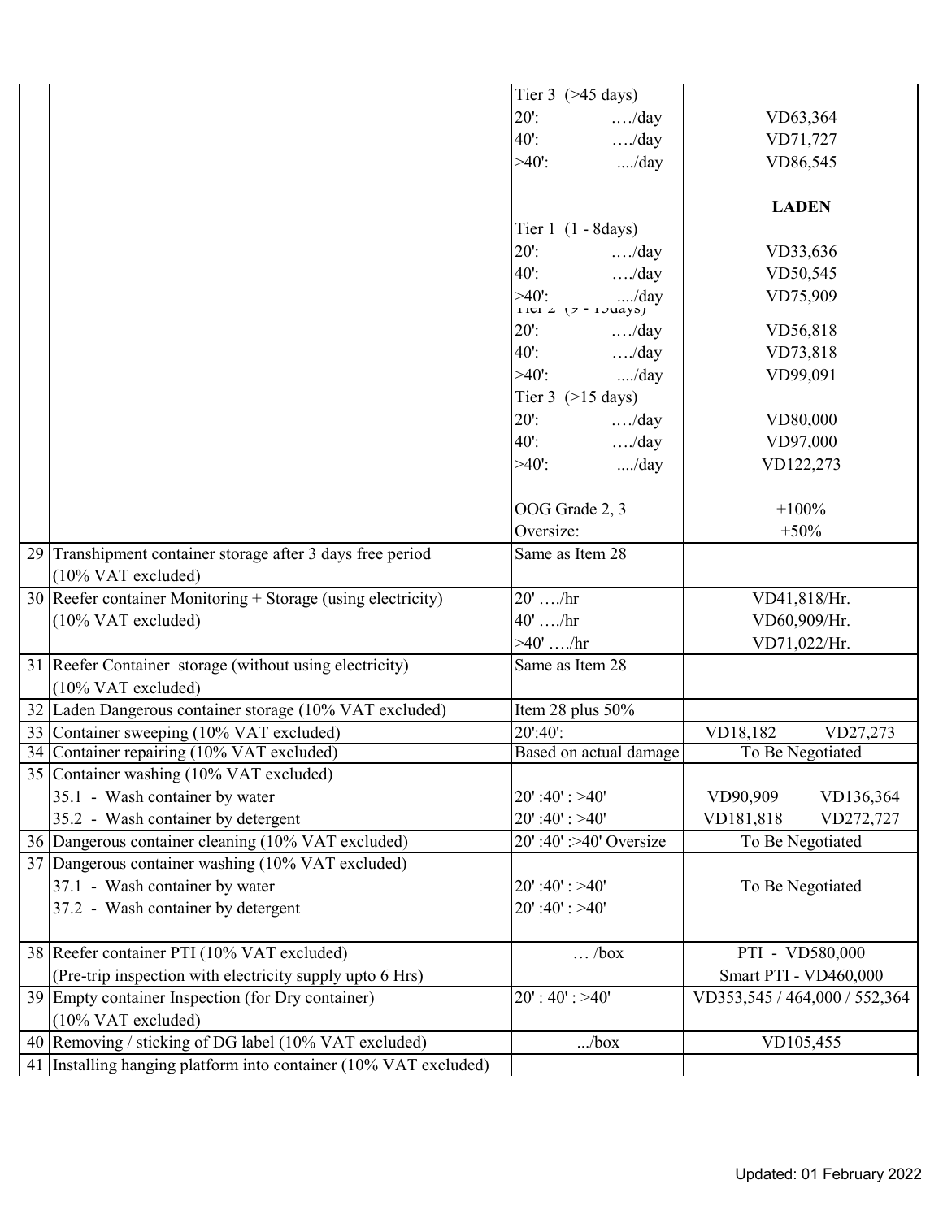| | | | |
|---|---|---|---|
| | | Tier 3 (>45 days) | |
| | | 20': …./day | VD63,364 |
| | | 40': …./day | VD71,727 |
| | | >40': ..../day | VD86,545 |
| | | | **LADEN** |
| | | Tier 1 (1 - 8days) | |
| | | 20': …./day | VD33,636 |
| | | 40': …./day | VD50,545 |
| | | >40': ..../day | VD75,909 |
| | | Tier 2 (9 - 15days) | |
| | | 20': …./day | VD56,818 |
| | | 40': …./day | VD73,818 |
| | | >40': ..../day | VD99,091 |
| | | Tier 3 (>15 days) | |
| | | 20': …./day | VD80,000 |
| | | 40': …./day | VD97,000 |
| | | >40': ..../day | VD122,273 |
| | | OOG Grade 2, 3 | +100% |
| | | Oversize: | +50% |
| 29 | Transhipment container storage after 3 days free period (10% VAT excluded) | Same as Item 28 | |
| 30 | Reefer container Monitoring + Storage (using electricity) (10% VAT excluded) | 20' …./hr | VD41,818/Hr. |
| | | 40' …./hr | VD60,909/Hr. |
| | | >40' …./hr | VD71,022/Hr. |
| 31 | Reefer Container storage (without using electricity) (10% VAT excluded) | Same as Item 28 | |
| 32 | Laden Dangerous container storage (10% VAT excluded) | Item 28 plus 50% | |
| 33 | Container sweeping (10% VAT excluded) | 20':40': | VD18,182 VD27,273 |
| 34 | Container repairing (10% VAT excluded) | Based on actual damage | To Be Negotiated |
| 35 | Container washing (10% VAT excluded) | | |
| | 35.1 - Wash container by water | 20' :40' : >40' | VD90,909 VD136,364 |
| | 35.2 - Wash container by detergent | 20' :40' : >40' | VD181,818 VD272,727 |
| 36 | Dangerous container cleaning (10% VAT excluded) | 20' :40' :>40' Oversize | To Be Negotiated |
| 37 | Dangerous container washing (10% VAT excluded) | | |
| | 37.1 - Wash container by water | 20' :40' : >40' | To Be Negotiated |
| | 37.2 - Wash container by detergent | 20' :40' : >40' | |
| 38 | Reefer container PTI (10% VAT excluded) (Pre-trip inspection with electricity supply upto 6 Hrs) | … /box | PTI - VD580,000<br>Smart PTI - VD460,000 |
| 39 | Empty container Inspection (for Dry container) (10% VAT excluded) | 20' : 40' : >40' | VD353,545 / 464,000 / 552,364 |
| 40 | Removing / sticking of DG label (10% VAT excluded) | .../box | VD105,455 |
| 41 | Installing hanging platform into container (10% VAT excluded) | | |

Updated: 01 February 2022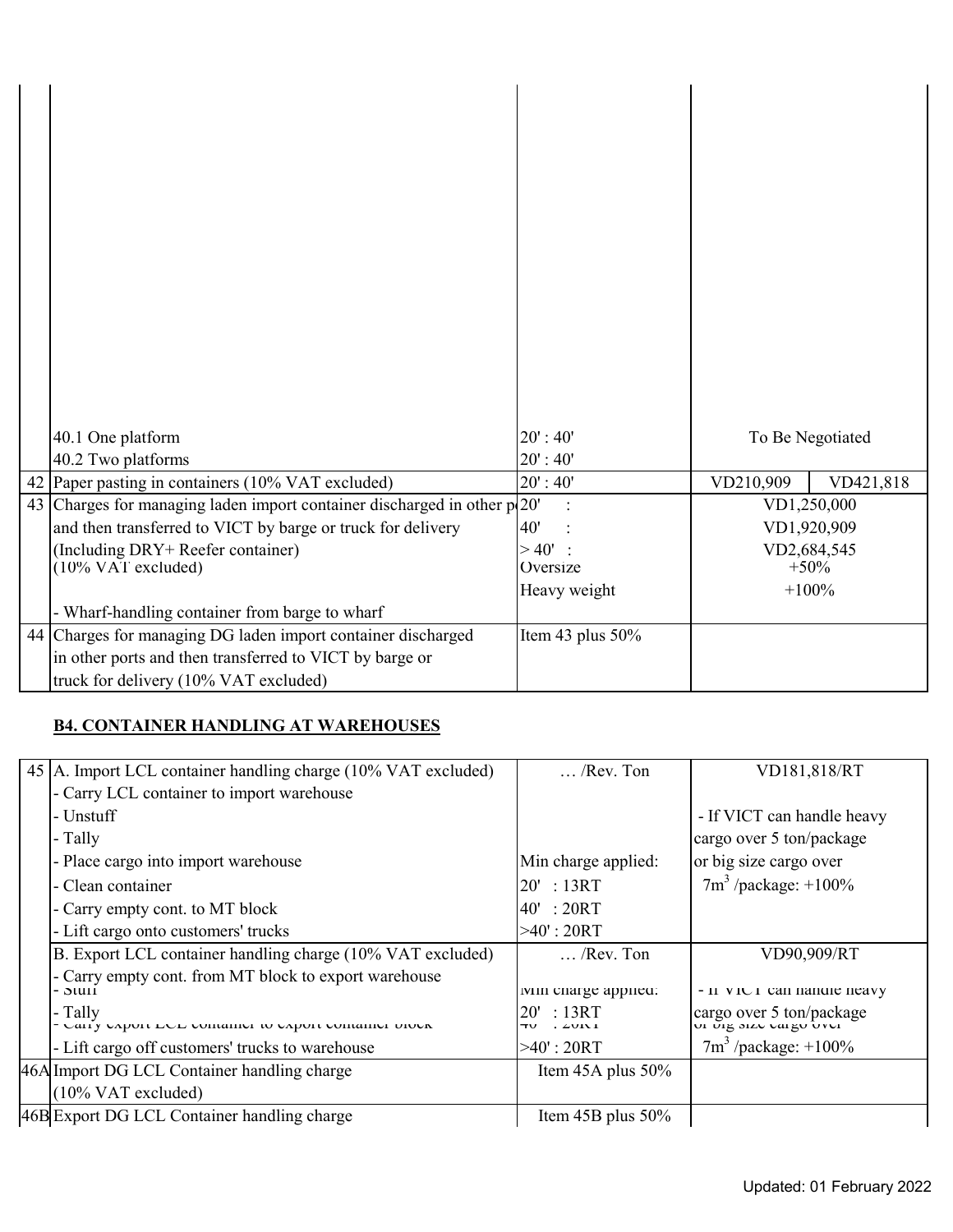| | | | | |
|---|---|---|---|---|
| | 40.1 One platform | 20' : 40' | To Be Negotiated | |
| | 40.2 Two platforms | 20' : 40' | | |
| 42 | Paper pasting in containers (10% VAT excluded) | 20' : 40' | VD210,909 | VD421,818 |
| 43 | Charges for managing laden import container discharged in other p<br>and then transferred to VICT by barge or truck for delivery<br>(Including DRY+ Reefer container)<br>(10% VAT excluded)<br><br>- Wharf-handling container from barge to wharf | 20' :<br>40' :<br>> 40' :<br>Oversize<br>Heavy weight | VD1,250,000<br>VD1,920,909<br>VD2,684,545<br>+50%<br>+100% | |
| 44 | Charges for managing DG laden import container discharged in other ports and then transferred to VICT by barge or truck for delivery (10% VAT excluded) | Item 43 plus 50% | | |

**B4. CONTAINER HANDLING AT WAREHOUSES**

| | | | |
|---|---|---|---|
| 45 | A. Import LCL container handling charge (10% VAT excluded)<br>- Carry LCL container to import warehouse<br>- Unstuff<br>- Tally<br>- Place cargo into import warehouse<br>- Clean container<br>- Carry empty cont. to MT block<br>- Lift cargo onto customers' trucks | … /Rev. Ton<br><br><br><br>Min charge applied:<br>20' : 13RT<br>40' : 20RT<br>>40' : 20RT | VD181,818/RT<br><br>- If VICT can handle heavy cargo over 5 ton/package or big size cargo over $7m^3$ /package: +100% |
| | B. Export LCL container handling charge (10% VAT excluded)<br>- Carry empty cont. from MT block to export warehouse<br>- Stuff<br>- Tally<br>- Carry export LCL container to export container block<br>- Lift cargo off customers' trucks to warehouse | … /Rev. Ton<br>Min charge applied:<br>20' : 13RT<br>40' : 20RT<br>>40' : 20RT | VD90,909/RT<br>- If VICT can handle heavy cargo over 5 ton/package or big size cargo over $7m^3$ /package: +100% |
| 46A | Import DG LCL Container handling charge<br>(10% VAT excluded) | Item 45A plus 50% | |
| 46B | Export DG LCL Container handling charge | Item 45B plus 50% | |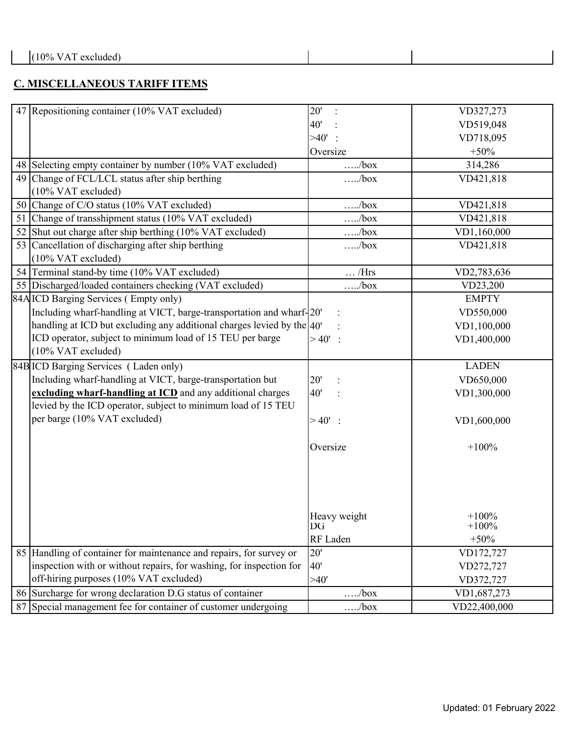| | (10% VAT excluded) | | |
|---|---|---|---|

## C. MISCELLANEOUS TARIFF ITEMS

| | | | |
|---|---|---|---|
| 47 | Repositioning container (10% VAT excluded) | 20' : | VD327,273 |
| | | 40' : | VD519,048 |
| | | >40' : | VD718,095 |
| | | Oversize | +50% |
| 48 | Selecting empty container by number (10% VAT excluded) | …../box | 314,286 |
| 49 | Change of FCL/LCL status after ship berthing (10% VAT excluded) | …../box | VD421,818 |
| 50 | Change of C/O status (10% VAT excluded) | …../box | VD421,818 |
| 51 | Change of transshipment status (10% VAT excluded) | …../box | VD421,818 |
| 52 | Shut out charge after ship berthing (10% VAT excluded) | …../box | VD1,160,000 |
| 53 | Cancellation of discharging after ship berthing (10% VAT excluded) | …../box | VD421,818 |
| 54 | Terminal stand-by time (10% VAT excluded) | … /Hrs | VD2,783,636 |
| 55 | Discharged/loaded containers checking (VAT excluded) | …../box | VD23,200 |
| 84A | ICD Barging Services ( Empty only) | | EMPTY |
| | Including wharf-handling at VICT, barge-transportation and wharf-handling at ICD but excluding any additional charges levied by the ICD operator, subject to minimum load of 15 TEU per barge (10% VAT excluded) | 20' : | VD550,000 |
| | | 40' : | VD1,100,000 |
| | | > 40' : | VD1,400,000 |
| 84B | ICD Barging Services ( Laden only) | | LADEN |
| | Including wharf-handling at VICT, barge-transportation but **excluding wharf-handling at ICD** and any additional charges levied by the ICD operator, subject to minimum load of 15 TEU per barge (10% VAT excluded) | 20' : | VD650,000 |
| | | 40' : | VD1,300,000 |
| | | > 40' : | VD1,600,000 |
| | | Oversize | +100% |
| | | Heavy weight | +100% |
| | | DG | +100% |
| | | RF Laden | +50% |
| 85 | Handling of container for maintenance and repairs, for survey or inspection with or without repairs, for washing, for inspection for off-hiring purposes (10% VAT excluded) | 20' | VD172,727 |
| | | 40' | VD272,727 |
| | | >40' | VD372,727 |
| 86 | Surcharge for wrong declaration D.G status of container | …../box | VD1,687,273 |
| 87 | Special management fee for container of customer undergoing | …../box | VD22,400,000 |

Updated: 01 February 2022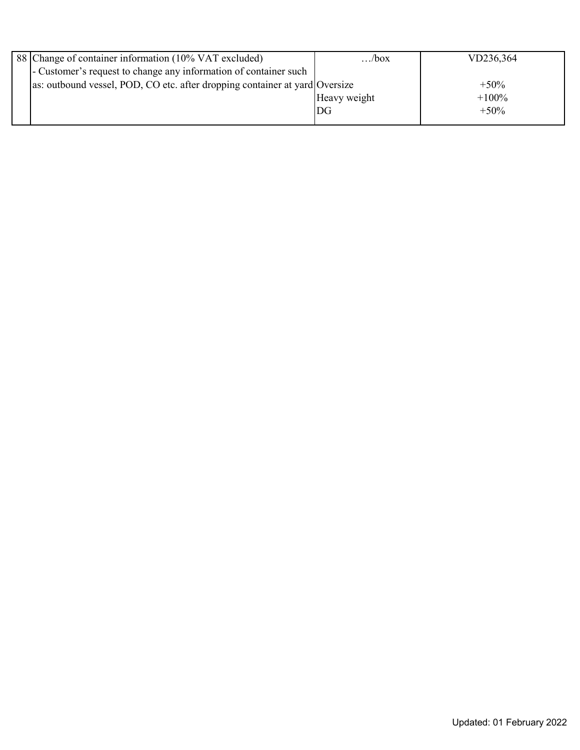| | | | |
|---|---|---|---|
| 88 | Change of container information (10% VAT excluded)<br>- Customer's request to change any information of container such as: outbound vessel, POD, CO etc. after dropping container at yard | .../box | VD236,364 |
| | | Oversize | +50% |
| | | Heavy weight | +100% |
| | | DG | +50% |

Updated: 01 February 2022